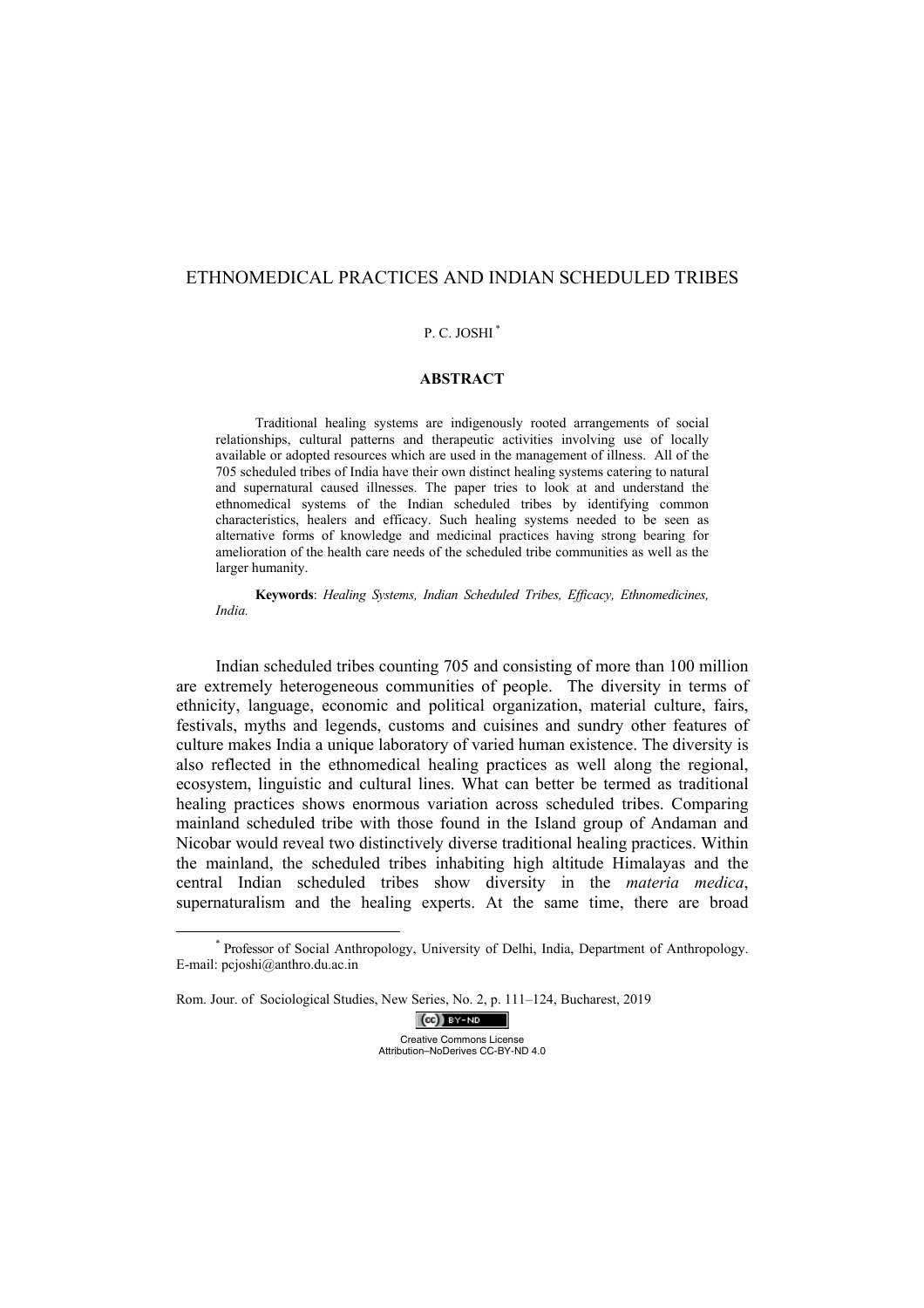# ETHNOMEDICAL PRACTICES AND INDIAN SCHEDULED TRIBES

P. C. JOSHI [*]

**ABSTRACT**

Traditional healing systems are indigenously rooted arrangements of social relationships, cultural patterns and therapeutic activities involving use of locally available or adopted resources which are used in the management of illness. All of the 705 scheduled tribes of India have their own distinct healing systems catering to natural and supernatural caused illnesses. The paper tries to look at and understand the ethnomedical systems of the Indian scheduled tribes by identifying common characteristics, healers and efficacy. Such healing systems needed to be seen as alternative forms of knowledge and medicinal practices having strong bearing for amelioration of the health care needs of the scheduled tribe communities as well as the larger humanity.

**Keywords**: *Healing Systems, Indian Scheduled Tribes, Efficacy, Ethnomedicines, India.*

Indian scheduled tribes counting 705 and consisting of more than 100 million are extremely heterogeneous communities of people. The diversity in terms of ethnicity, language, economic and political organization, material culture, fairs, festivals, myths and legends, customs and cuisines and sundry other features of culture makes India a unique laboratory of varied human existence. The diversity is also reflected in the ethnomedical healing practices as well along the regional, ecosystem, linguistic and cultural lines. What can better be termed as traditional healing practices shows enormous variation across scheduled tribes. Comparing mainland scheduled tribe with those found in the Island group of Andaman and Nicobar would reveal two distinctively diverse traditional healing practices. Within the mainland, the scheduled tribes inhabiting high altitude Himalayas and the central Indian scheduled tribes show diversity in the *materia medica*, supernaturalism and the healing experts. At the same time, there are broad

[*] Professor of Social Anthropology, University of Delhi, India, Department of Anthropology. E-mail: pcjoshi@anthro.du.ac.in

Rom. Jour. of Sociological Studies, New Series, No. 2, p. 111–124, Bucharest, 2019

Creative Commons License Attribution–NoDerives CC-BY-ND 4.0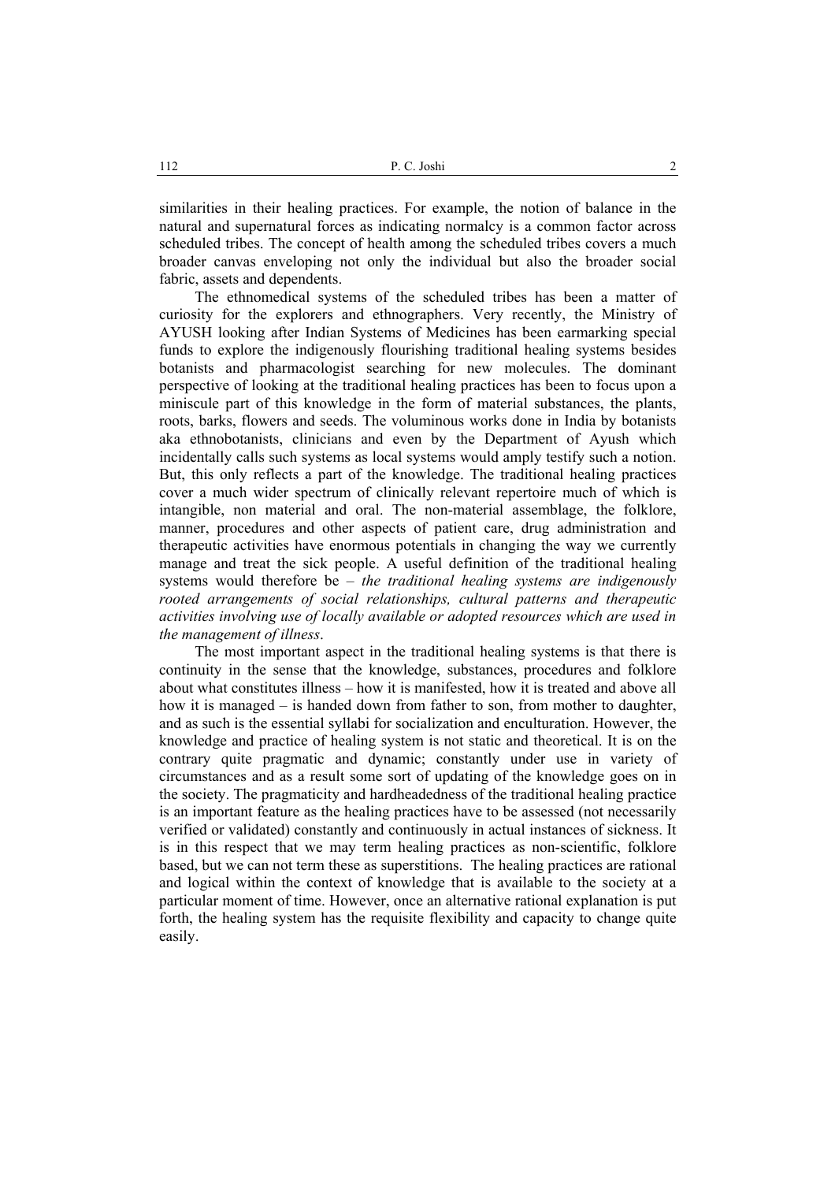similarities in their healing practices. For example, the notion of balance in the natural and supernatural forces as indicating normalcy is a common factor across scheduled tribes. The concept of health among the scheduled tribes covers a much broader canvas enveloping not only the individual but also the broader social fabric, assets and dependents.

The ethnomedical systems of the scheduled tribes has been a matter of curiosity for the explorers and ethnographers. Very recently, the Ministry of AYUSH looking after Indian Systems of Medicines has been earmarking special funds to explore the indigenously flourishing traditional healing systems besides botanists and pharmacologist searching for new molecules. The dominant perspective of looking at the traditional healing practices has been to focus upon a miniscule part of this knowledge in the form of material substances, the plants, roots, barks, flowers and seeds. The voluminous works done in India by botanists aka ethnobotanists, clinicians and even by the Department of Ayush which incidentally calls such systems as local systems would amply testify such a notion. But, this only reflects a part of the knowledge. The traditional healing practices cover a much wider spectrum of clinically relevant repertoire much of which is intangible, non material and oral. The non-material assemblage, the folklore, manner, procedures and other aspects of patient care, drug administration and therapeutic activities have enormous potentials in changing the way we currently manage and treat the sick people. A useful definition of the traditional healing systems would therefore be – *the traditional healing systems are indigenously rooted arrangements of social relationships, cultural patterns and therapeutic activities involving use of locally available or adopted resources which are used in the management of illness*.

The most important aspect in the traditional healing systems is that there is continuity in the sense that the knowledge, substances, procedures and folklore about what constitutes illness – how it is manifested, how it is treated and above all how it is managed – is handed down from father to son, from mother to daughter, and as such is the essential syllabi for socialization and enculturation. However, the knowledge and practice of healing system is not static and theoretical. It is on the contrary quite pragmatic and dynamic; constantly under use in variety of circumstances and as a result some sort of updating of the knowledge goes on in the society. The pragmaticity and hardheadedness of the traditional healing practice is an important feature as the healing practices have to be assessed (not necessarily verified or validated) constantly and continuously in actual instances of sickness. It is in this respect that we may term healing practices as non-scientific, folklore based, but we can not term these as superstitions. The healing practices are rational and logical within the context of knowledge that is available to the society at a particular moment of time. However, once an alternative rational explanation is put forth, the healing system has the requisite flexibility and capacity to change quite easily.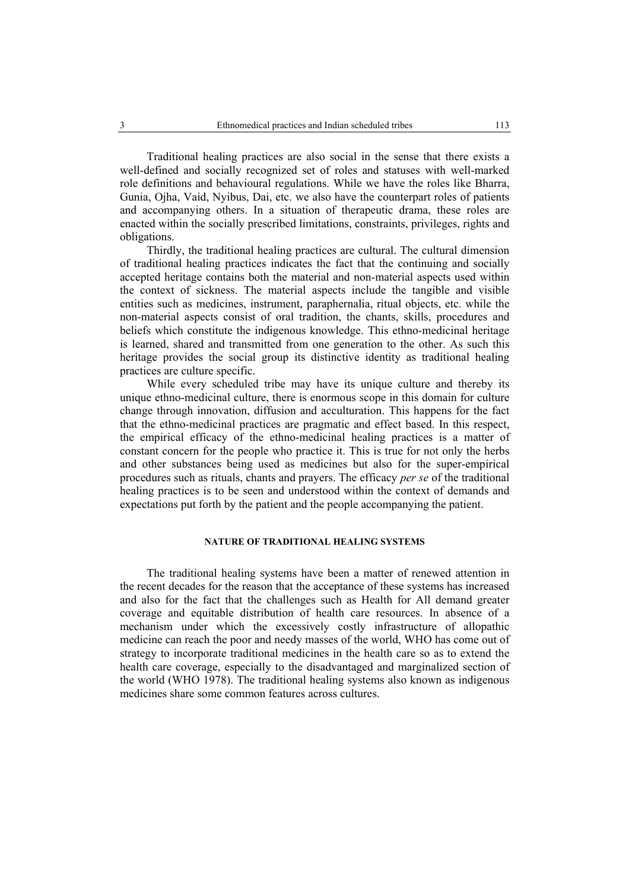Traditional healing practices are also social in the sense that there exists a well-defined and socially recognized set of roles and statuses with well-marked role definitions and behavioural regulations. While we have the roles like Bharra, Gunia, Ojha, Vaid, Nyibus, Dai, etc. we also have the counterpart roles of patients and accompanying others. In a situation of therapeutic drama, these roles are enacted within the socially prescribed limitations, constraints, privileges, rights and obligations.

Thirdly, the traditional healing practices are cultural. The cultural dimension of traditional healing practices indicates the fact that the continuing and socially accepted heritage contains both the material and non-material aspects used within the context of sickness. The material aspects include the tangible and visible entities such as medicines, instrument, paraphernalia, ritual objects, etc. while the non-material aspects consist of oral tradition, the chants, skills, procedures and beliefs which constitute the indigenous knowledge. This ethno-medicinal heritage is learned, shared and transmitted from one generation to the other. As such this heritage provides the social group its distinctive identity as traditional healing practices are culture specific.

While every scheduled tribe may have its unique culture and thereby its unique ethno-medicinal culture, there is enormous scope in this domain for culture change through innovation, diffusion and acculturation. This happens for the fact that the ethno-medicinal practices are pragmatic and effect based. In this respect, the empirical efficacy of the ethno-medicinal healing practices is a matter of constant concern for the people who practice it. This is true for not only the herbs and other substances being used as medicines but also for the super-empirical procedures such as rituals, chants and prayers. The efficacy *per se* of the traditional healing practices is to be seen and understood within the context of demands and expectations put forth by the patient and the people accompanying the patient.

## NATURE OF TRADITIONAL HEALING SYSTEMS

The traditional healing systems have been a matter of renewed attention in the recent decades for the reason that the acceptance of these systems has increased and also for the fact that the challenges such as Health for All demand greater coverage and equitable distribution of health care resources. In absence of a mechanism under which the excessively costly infrastructure of allopathic medicine can reach the poor and needy masses of the world, WHO has come out of strategy to incorporate traditional medicines in the health care so as to extend the health care coverage, especially to the disadvantaged and marginalized section of the world (WHO 1978). The traditional healing systems also known as indigenous medicines share some common features across cultures.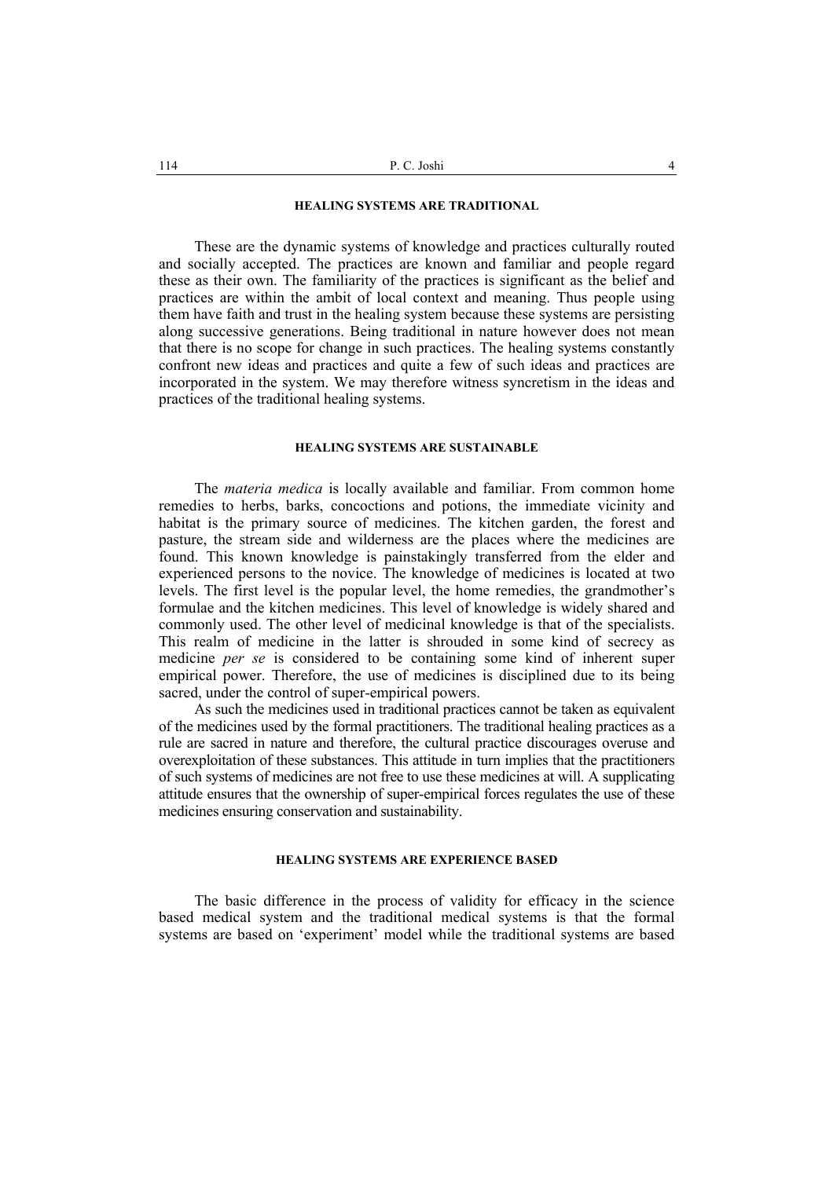## HEALING SYSTEMS ARE TRADITIONAL

These are the dynamic systems of knowledge and practices culturally routed and socially accepted. The practices are known and familiar and people regard these as their own. The familiarity of the practices is significant as the belief and practices are within the ambit of local context and meaning. Thus people using them have faith and trust in the healing system because these systems are persisting along successive generations. Being traditional in nature however does not mean that there is no scope for change in such practices. The healing systems constantly confront new ideas and practices and quite a few of such ideas and practices are incorporated in the system. We may therefore witness syncretism in the ideas and practices of the traditional healing systems.

## HEALING SYSTEMS ARE SUSTAINABLE

The *materia medica* is locally available and familiar. From common home remedies to herbs, barks, concoctions and potions, the immediate vicinity and habitat is the primary source of medicines. The kitchen garden, the forest and pasture, the stream side and wilderness are the places where the medicines are found. This known knowledge is painstakingly transferred from the elder and experienced persons to the novice. The knowledge of medicines is located at two levels. The first level is the popular level, the home remedies, the grandmother's formulae and the kitchen medicines. This level of knowledge is widely shared and commonly used. The other level of medicinal knowledge is that of the specialists. This realm of medicine in the latter is shrouded in some kind of secrecy as medicine *per se* is considered to be containing some kind of inherent super empirical power. Therefore, the use of medicines is disciplined due to its being sacred, under the control of super-empirical powers.

As such the medicines used in traditional practices cannot be taken as equivalent of the medicines used by the formal practitioners. The traditional healing practices as a rule are sacred in nature and therefore, the cultural practice discourages overuse and overexploitation of these substances. This attitude in turn implies that the practitioners of such systems of medicines are not free to use these medicines at will. A supplicating attitude ensures that the ownership of super-empirical forces regulates the use of these medicines ensuring conservation and sustainability.

## HEALING SYSTEMS ARE EXPERIENCE BASED

The basic difference in the process of validity for efficacy in the science based medical system and the traditional medical systems is that the formal systems are based on 'experiment' model while the traditional systems are based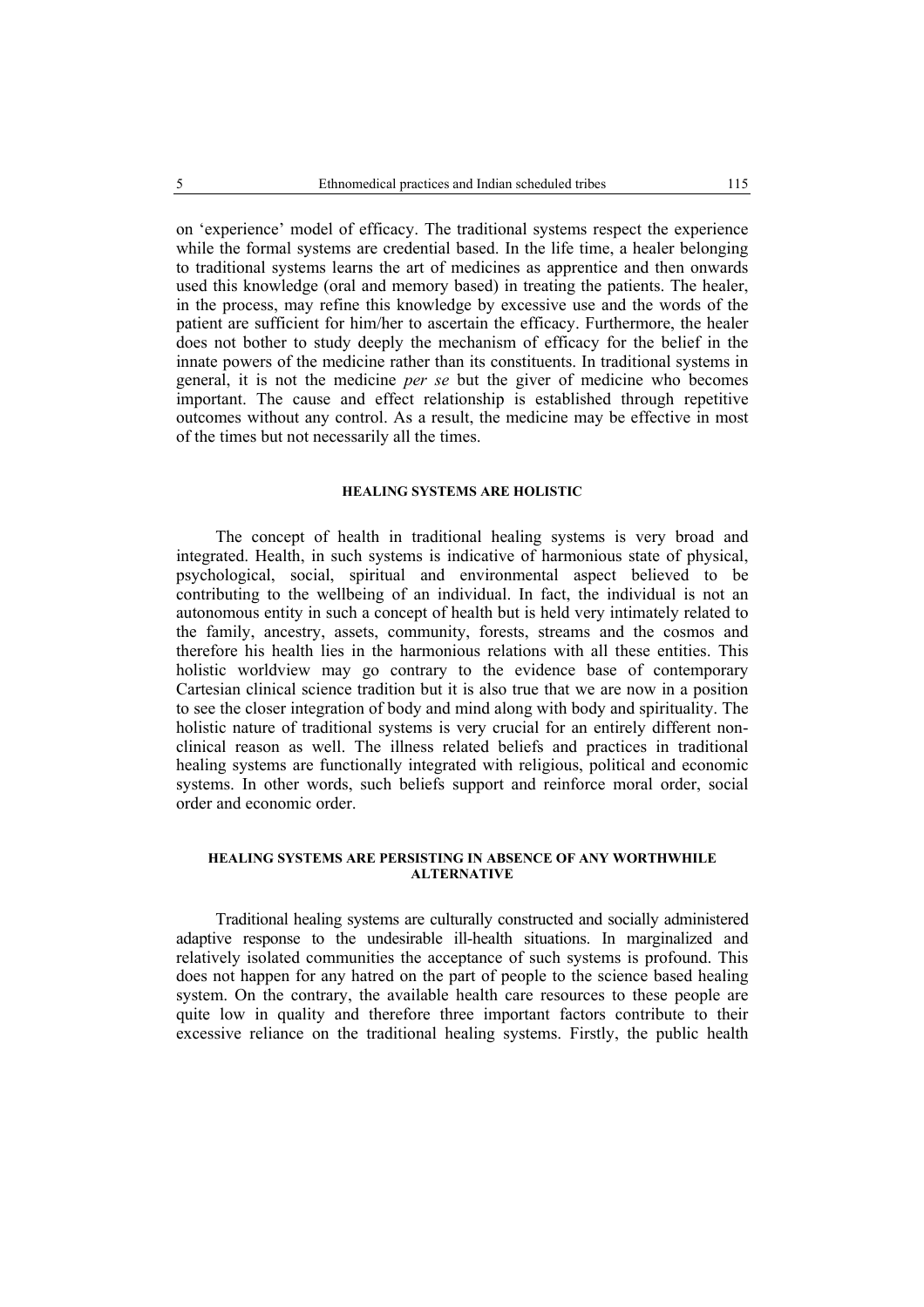on 'experience' model of efficacy. The traditional systems respect the experience while the formal systems are credential based. In the life time, a healer belonging to traditional systems learns the art of medicines as apprentice and then onwards used this knowledge (oral and memory based) in treating the patients. The healer, in the process, may refine this knowledge by excessive use and the words of the patient are sufficient for him/her to ascertain the efficacy. Furthermore, the healer does not bother to study deeply the mechanism of efficacy for the belief in the innate powers of the medicine rather than its constituents. In traditional systems in general, it is not the medicine *per se* but the giver of medicine who becomes important. The cause and effect relationship is established through repetitive outcomes without any control. As a result, the medicine may be effective in most of the times but not necessarily all the times.

## HEALING SYSTEMS ARE HOLISTIC

The concept of health in traditional healing systems is very broad and integrated. Health, in such systems is indicative of harmonious state of physical, psychological, social, spiritual and environmental aspect believed to be contributing to the wellbeing of an individual. In fact, the individual is not an autonomous entity in such a concept of health but is held very intimately related to the family, ancestry, assets, community, forests, streams and the cosmos and therefore his health lies in the harmonious relations with all these entities. This holistic worldview may go contrary to the evidence base of contemporary Cartesian clinical science tradition but it is also true that we are now in a position to see the closer integration of body and mind along with body and spirituality. The holistic nature of traditional systems is very crucial for an entirely different non-clinical reason as well. The illness related beliefs and practices in traditional healing systems are functionally integrated with religious, political and economic systems. In other words, such beliefs support and reinforce moral order, social order and economic order.

## HEALING SYSTEMS ARE PERSISTING IN ABSENCE OF ANY WORTHWHILE ALTERNATIVE

Traditional healing systems are culturally constructed and socially administered adaptive response to the undesirable ill-health situations. In marginalized and relatively isolated communities the acceptance of such systems is profound. This does not happen for any hatred on the part of people to the science based healing system. On the contrary, the available health care resources to these people are quite low in quality and therefore three important factors contribute to their excessive reliance on the traditional healing systems. Firstly, the public health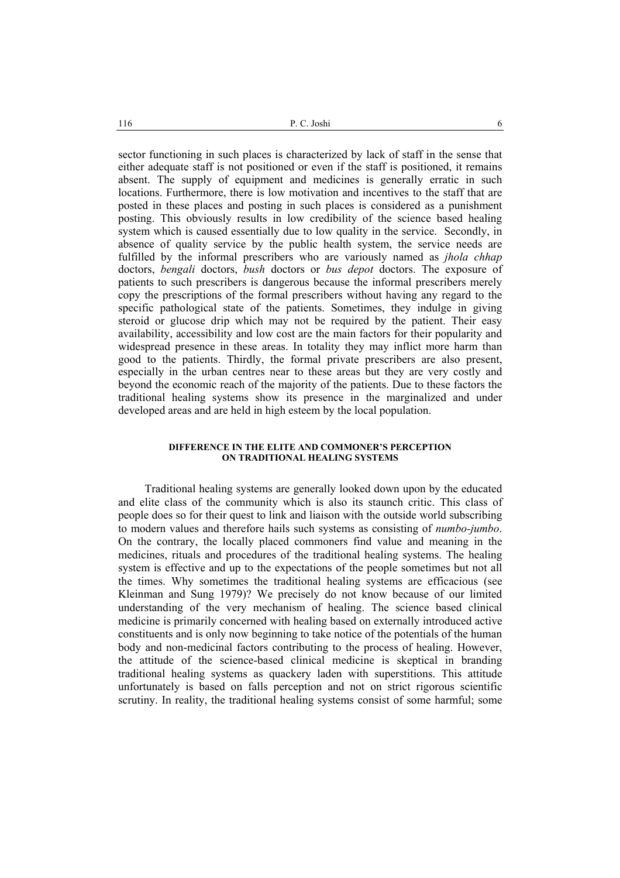sector functioning in such places is characterized by lack of staff in the sense that either adequate staff is not positioned or even if the staff is positioned, it remains absent. The supply of equipment and medicines is generally erratic in such locations. Furthermore, there is low motivation and incentives to the staff that are posted in these places and posting in such places is considered as a punishment posting. This obviously results in low credibility of the science based healing system which is caused essentially due to low quality in the service. Secondly, in absence of quality service by the public health system, the service needs are fulfilled by the informal prescribers who are variously named as *jhola chhap* doctors, *bengali* doctors, *bush* doctors or *bus depot* doctors. The exposure of patients to such prescribers is dangerous because the informal prescribers merely copy the prescriptions of the formal prescribers without having any regard to the specific pathological state of the patients. Sometimes, they indulge in giving steroid or glucose drip which may not be required by the patient. Their easy availability, accessibility and low cost are the main factors for their popularity and widespread presence in these areas. In totality they may inflict more harm than good to the patients. Thirdly, the formal private prescribers are also present, especially in the urban centres near to these areas but they are very costly and beyond the economic reach of the majority of the patients. Due to these factors the traditional healing systems show its presence in the marginalized and under developed areas and are held in high esteem by the local population.

## DIFFERENCE IN THE ELITE AND COMMONER'S PERCEPTION ON TRADITIONAL HEALING SYSTEMS

Traditional healing systems are generally looked down upon by the educated and elite class of the community which is also its staunch critic. This class of people does so for their quest to link and liaison with the outside world subscribing to modern values and therefore hails such systems as consisting of *numbo-jumbo*. On the contrary, the locally placed commoners find value and meaning in the medicines, rituals and procedures of the traditional healing systems. The healing system is effective and up to the expectations of the people sometimes but not all the times. Why sometimes the traditional healing systems are efficacious (see Kleinman and Sung 1979)? We precisely do not know because of our limited understanding of the very mechanism of healing. The science based clinical medicine is primarily concerned with healing based on externally introduced active constituents and is only now beginning to take notice of the potentials of the human body and non-medicinal factors contributing to the process of healing. However, the attitude of the science-based clinical medicine is skeptical in branding traditional healing systems as quackery laden with superstitions. This attitude unfortunately is based on falls perception and not on strict rigorous scientific scrutiny. In reality, the traditional healing systems consist of some harmful; some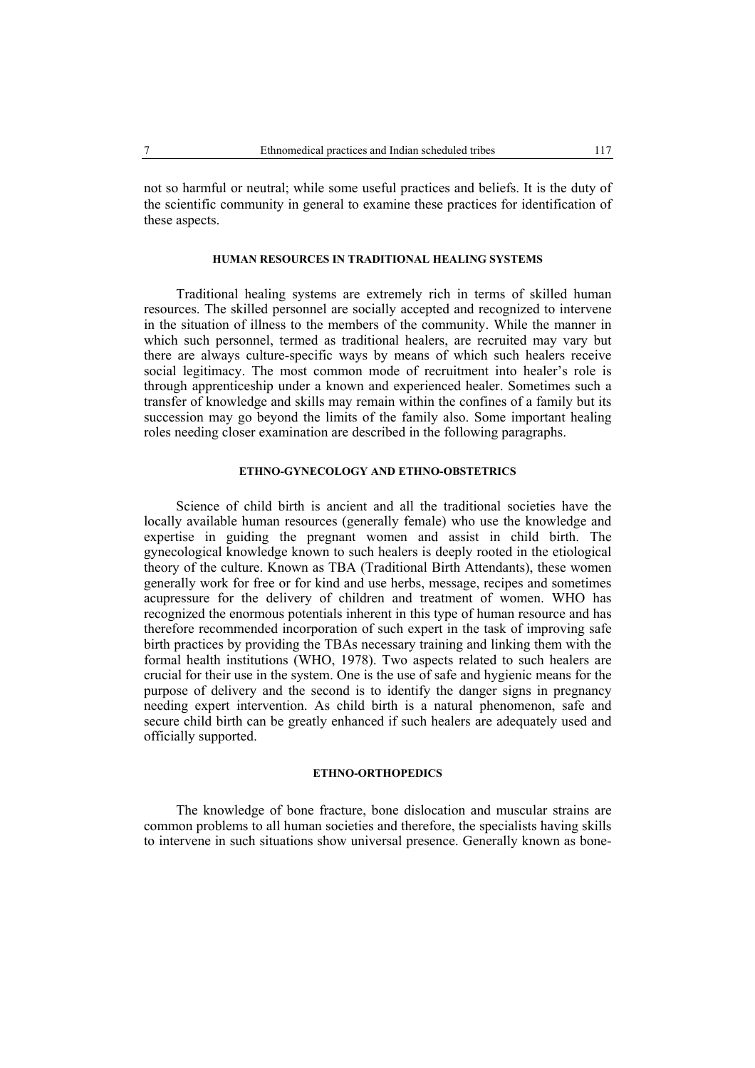not so harmful or neutral; while some useful practices and beliefs. It is the duty of the scientific community in general to examine these practices for identification of these aspects.

## HUMAN RESOURCES IN TRADITIONAL HEALING SYSTEMS

Traditional healing systems are extremely rich in terms of skilled human resources. The skilled personnel are socially accepted and recognized to intervene in the situation of illness to the members of the community. While the manner in which such personnel, termed as traditional healers, are recruited may vary but there are always culture-specific ways by means of which such healers receive social legitimacy. The most common mode of recruitment into healer's role is through apprenticeship under a known and experienced healer. Sometimes such a transfer of knowledge and skills may remain within the confines of a family but its succession may go beyond the limits of the family also. Some important healing roles needing closer examination are described in the following paragraphs.

## ETHNO-GYNECOLOGY AND ETHNO-OBSTETRICS

Science of child birth is ancient and all the traditional societies have the locally available human resources (generally female) who use the knowledge and expertise in guiding the pregnant women and assist in child birth. The gynecological knowledge known to such healers is deeply rooted in the etiological theory of the culture. Known as TBA (Traditional Birth Attendants), these women generally work for free or for kind and use herbs, message, recipes and sometimes acupressure for the delivery of children and treatment of women. WHO has recognized the enormous potentials inherent in this type of human resource and has therefore recommended incorporation of such expert in the task of improving safe birth practices by providing the TBAs necessary training and linking them with the formal health institutions (WHO, 1978). Two aspects related to such healers are crucial for their use in the system. One is the use of safe and hygienic means for the purpose of delivery and the second is to identify the danger signs in pregnancy needing expert intervention. As child birth is a natural phenomenon, safe and secure child birth can be greatly enhanced if such healers are adequately used and officially supported.

## ETHNO-ORTHOPEDICS

The knowledge of bone fracture, bone dislocation and muscular strains are common problems to all human societies and therefore, the specialists having skills to intervene in such situations show universal presence. Generally known as bone-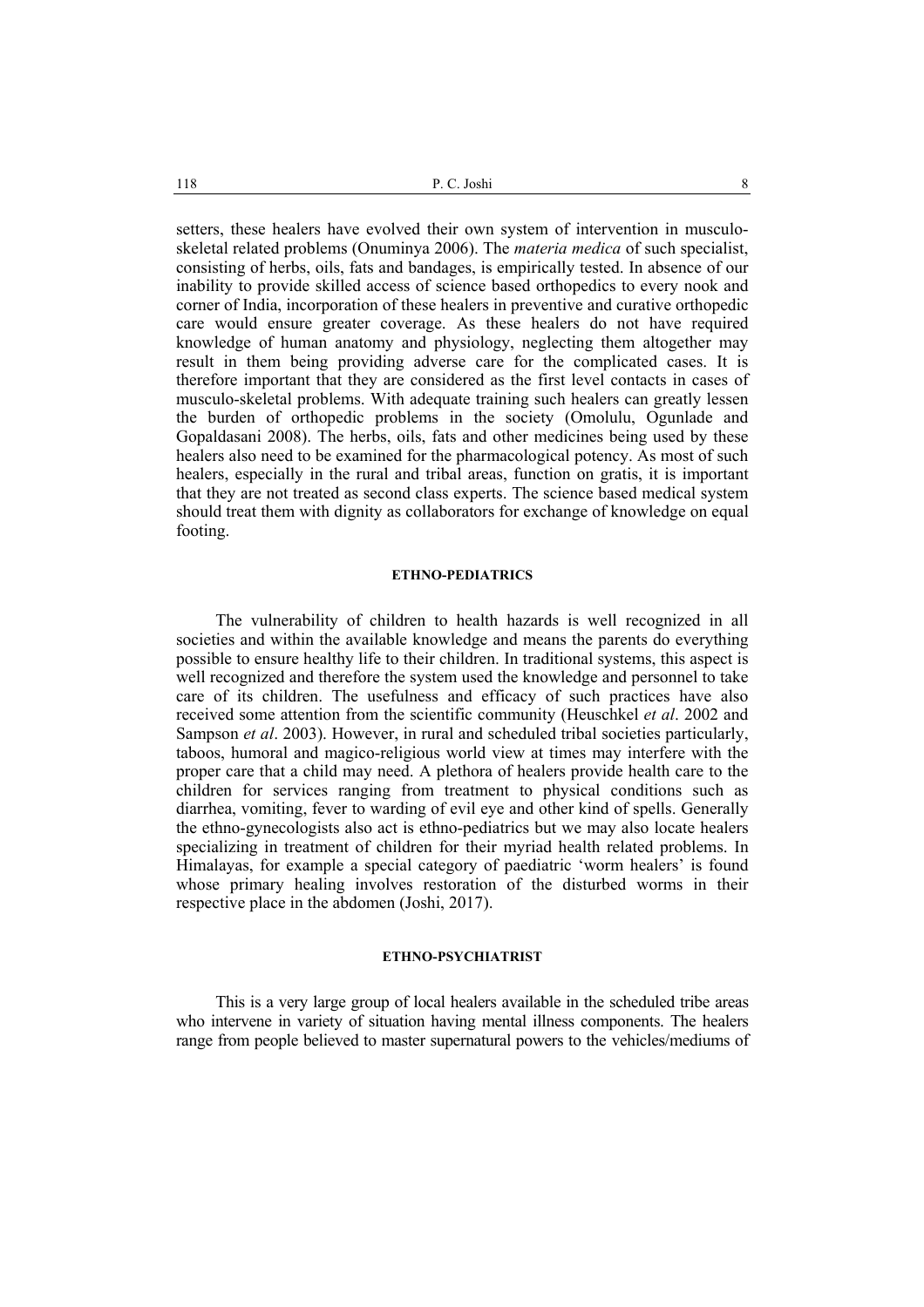setters, these healers have evolved their own system of intervention in musculo-skeletal related problems (Onuminya 2006). The *materia medica* of such specialist, consisting of herbs, oils, fats and bandages, is empirically tested. In absence of our inability to provide skilled access of science based orthopedics to every nook and corner of India, incorporation of these healers in preventive and curative orthopedic care would ensure greater coverage. As these healers do not have required knowledge of human anatomy and physiology, neglecting them altogether may result in them being providing adverse care for the complicated cases. It is therefore important that they are considered as the first level contacts in cases of musculo-skeletal problems. With adequate training such healers can greatly lessen the burden of orthopedic problems in the society (Omolulu, Ogunlade and Gopaldasani 2008). The herbs, oils, fats and other medicines being used by these healers also need to be examined for the pharmacological potency. As most of such healers, especially in the rural and tribal areas, function on gratis, it is important that they are not treated as second class experts. The science based medical system should treat them with dignity as collaborators for exchange of knowledge on equal footing.

## ETHNO-PEDIATRICS

The vulnerability of children to health hazards is well recognized in all societies and within the available knowledge and means the parents do everything possible to ensure healthy life to their children. In traditional systems, this aspect is well recognized and therefore the system used the knowledge and personnel to take care of its children. The usefulness and efficacy of such practices have also received some attention from the scientific community (Heuschkel *et al*. 2002 and Sampson *et al*. 2003). However, in rural and scheduled tribal societies particularly, taboos, humoral and magico-religious world view at times may interfere with the proper care that a child may need. A plethora of healers provide health care to the children for services ranging from treatment to physical conditions such as diarrhea, vomiting, fever to warding of evil eye and other kind of spells. Generally the ethno-gynecologists also act is ethno-pediatrics but we may also locate healers specializing in treatment of children for their myriad health related problems. In Himalayas, for example a special category of paediatric 'worm healers' is found whose primary healing involves restoration of the disturbed worms in their respective place in the abdomen (Joshi, 2017).

## ETHNO-PSYCHIATRIST

This is a very large group of local healers available in the scheduled tribe areas who intervene in variety of situation having mental illness components. The healers range from people believed to master supernatural powers to the vehicles/mediums of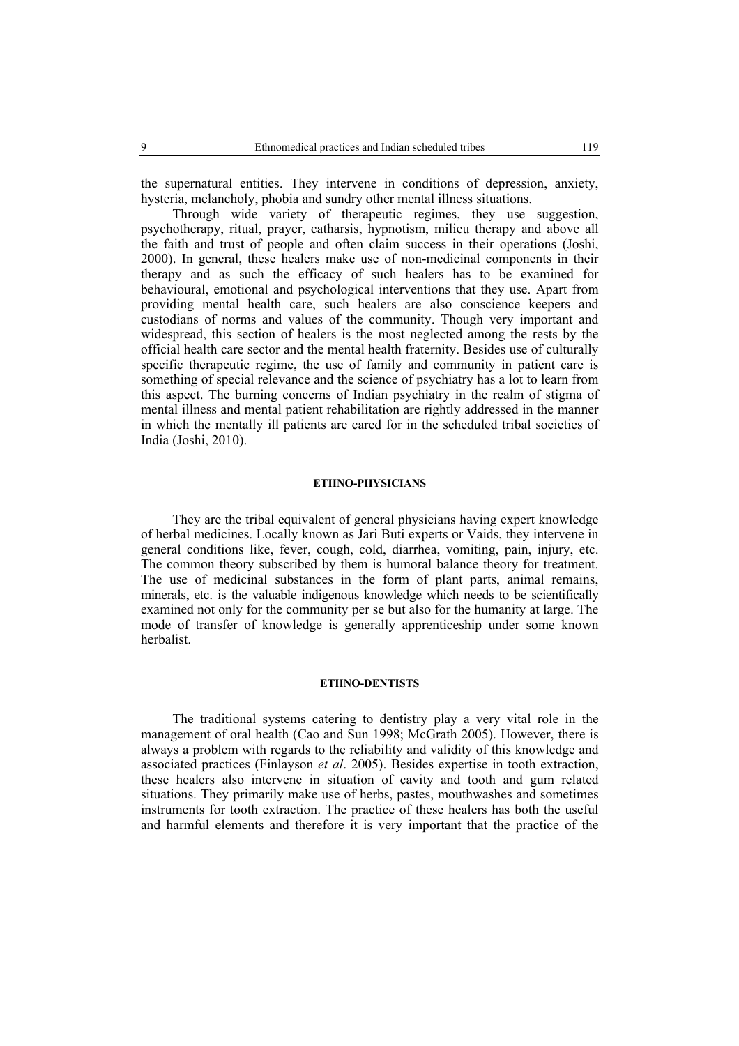the supernatural entities. They intervene in conditions of depression, anxiety, hysteria, melancholy, phobia and sundry other mental illness situations.

Through wide variety of therapeutic regimes, they use suggestion, psychotherapy, ritual, prayer, catharsis, hypnotism, milieu therapy and above all the faith and trust of people and often claim success in their operations (Joshi, 2000). In general, these healers make use of non-medicinal components in their therapy and as such the efficacy of such healers has to be examined for behavioural, emotional and psychological interventions that they use. Apart from providing mental health care, such healers are also conscience keepers and custodians of norms and values of the community. Though very important and widespread, this section of healers is the most neglected among the rests by the official health care sector and the mental health fraternity. Besides use of culturally specific therapeutic regime, the use of family and community in patient care is something of special relevance and the science of psychiatry has a lot to learn from this aspect. The burning concerns of Indian psychiatry in the realm of stigma of mental illness and mental patient rehabilitation are rightly addressed in the manner in which the mentally ill patients are cared for in the scheduled tribal societies of India (Joshi, 2010).

## ETHNO-PHYSICIANS

They are the tribal equivalent of general physicians having expert knowledge of herbal medicines. Locally known as Jari Buti experts or Vaids, they intervene in general conditions like, fever, cough, cold, diarrhea, vomiting, pain, injury, etc. The common theory subscribed by them is humoral balance theory for treatment. The use of medicinal substances in the form of plant parts, animal remains, minerals, etc. is the valuable indigenous knowledge which needs to be scientifically examined not only for the community per se but also for the humanity at large. The mode of transfer of knowledge is generally apprenticeship under some known herbalist.

## ETHNO-DENTISTS

The traditional systems catering to dentistry play a very vital role in the management of oral health (Cao and Sun 1998; McGrath 2005). However, there is always a problem with regards to the reliability and validity of this knowledge and associated practices (Finlayson *et al*. 2005). Besides expertise in tooth extraction, these healers also intervene in situation of cavity and tooth and gum related situations. They primarily make use of herbs, pastes, mouthwashes and sometimes instruments for tooth extraction. The practice of these healers has both the useful and harmful elements and therefore it is very important that the practice of the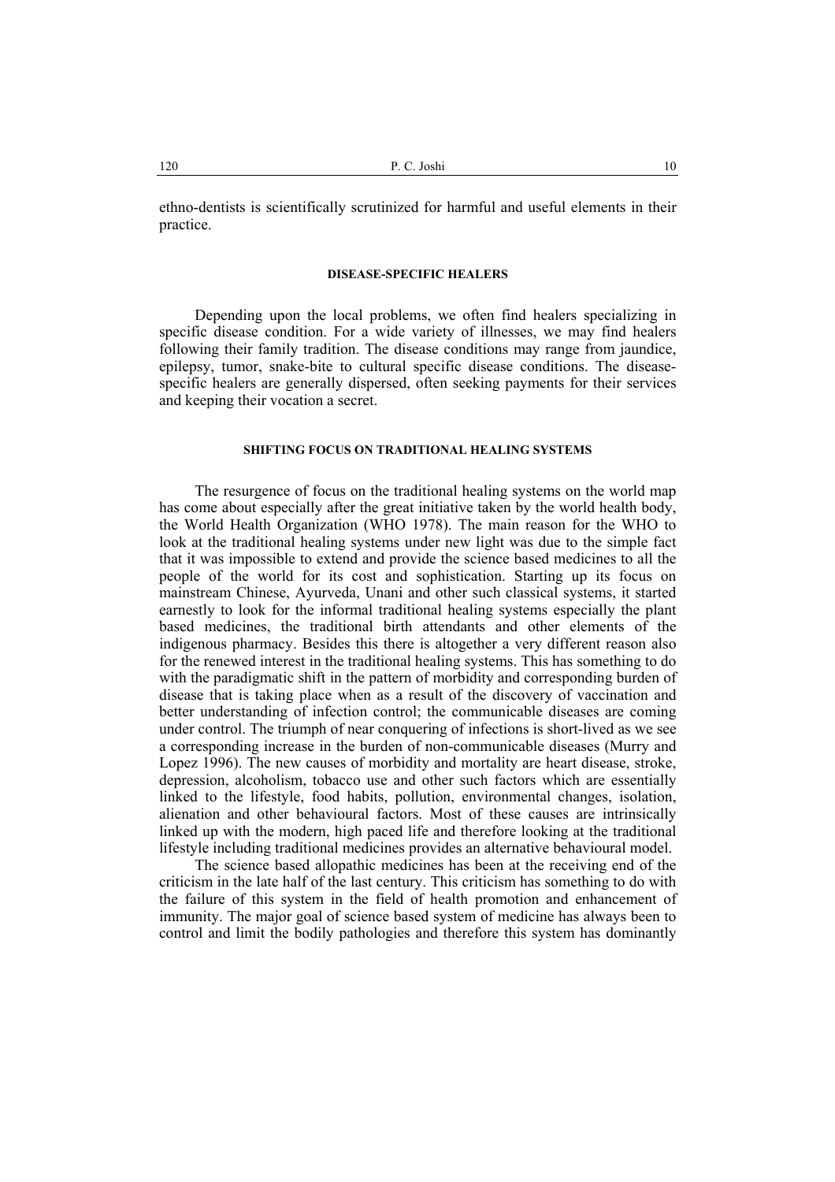ethno-dentists is scientifically scrutinized for harmful and useful elements in their practice.

## DISEASE-SPECIFIC HEALERS

Depending upon the local problems, we often find healers specializing in specific disease condition. For a wide variety of illnesses, we may find healers following their family tradition. The disease conditions may range from jaundice, epilepsy, tumor, snake-bite to cultural specific disease conditions. The disease-specific healers are generally dispersed, often seeking payments for their services and keeping their vocation a secret.

## SHIFTING FOCUS ON TRADITIONAL HEALING SYSTEMS

The resurgence of focus on the traditional healing systems on the world map has come about especially after the great initiative taken by the world health body, the World Health Organization (WHO 1978). The main reason for the WHO to look at the traditional healing systems under new light was due to the simple fact that it was impossible to extend and provide the science based medicines to all the people of the world for its cost and sophistication. Starting up its focus on mainstream Chinese, Ayurveda, Unani and other such classical systems, it started earnestly to look for the informal traditional healing systems especially the plant based medicines, the traditional birth attendants and other elements of the indigenous pharmacy. Besides this there is altogether a very different reason also for the renewed interest in the traditional healing systems. This has something to do with the paradigmatic shift in the pattern of morbidity and corresponding burden of disease that is taking place when as a result of the discovery of vaccination and better understanding of infection control; the communicable diseases are coming under control. The triumph of near conquering of infections is short-lived as we see a corresponding increase in the burden of non-communicable diseases (Murry and Lopez 1996). The new causes of morbidity and mortality are heart disease, stroke, depression, alcoholism, tobacco use and other such factors which are essentially linked to the lifestyle, food habits, pollution, environmental changes, isolation, alienation and other behavioural factors. Most of these causes are intrinsically linked up with the modern, high paced life and therefore looking at the traditional lifestyle including traditional medicines provides an alternative behavioural model.

The science based allopathic medicines has been at the receiving end of the criticism in the late half of the last century. This criticism has something to do with the failure of this system in the field of health promotion and enhancement of immunity. The major goal of science based system of medicine has always been to control and limit the bodily pathologies and therefore this system has dominantly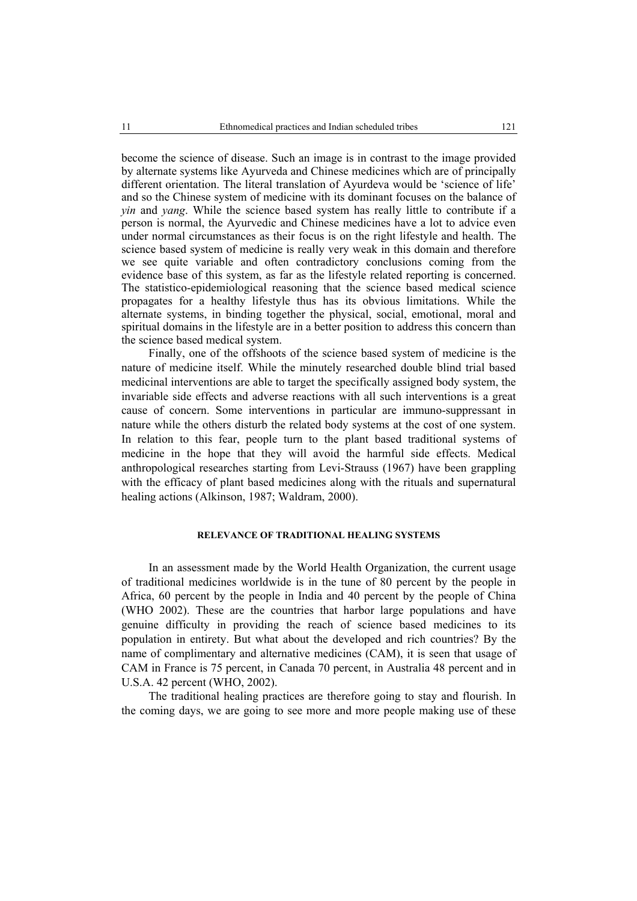become the science of disease. Such an image is in contrast to the image provided by alternate systems like Ayurveda and Chinese medicines which are of principally different orientation. The literal translation of Ayurdeva would be 'science of life' and so the Chinese system of medicine with its dominant focuses on the balance of *yin* and *yang*. While the science based system has really little to contribute if a person is normal, the Ayurvedic and Chinese medicines have a lot to advice even under normal circumstances as their focus is on the right lifestyle and health. The science based system of medicine is really very weak in this domain and therefore we see quite variable and often contradictory conclusions coming from the evidence base of this system, as far as the lifestyle related reporting is concerned. The statistico-epidemiological reasoning that the science based medical science propagates for a healthy lifestyle thus has its obvious limitations. While the alternate systems, in binding together the physical, social, emotional, moral and spiritual domains in the lifestyle are in a better position to address this concern than the science based medical system.

Finally, one of the offshoots of the science based system of medicine is the nature of medicine itself. While the minutely researched double blind trial based medicinal interventions are able to target the specifically assigned body system, the invariable side effects and adverse reactions with all such interventions is a great cause of concern. Some interventions in particular are immuno-suppressant in nature while the others disturb the related body systems at the cost of one system. In relation to this fear, people turn to the plant based traditional systems of medicine in the hope that they will avoid the harmful side effects. Medical anthropological researches starting from Levi-Strauss (1967) have been grappling with the efficacy of plant based medicines along with the rituals and supernatural healing actions (Alkinson, 1987; Waldram, 2000).

## RELEVANCE OF TRADITIONAL HEALING SYSTEMS

In an assessment made by the World Health Organization, the current usage of traditional medicines worldwide is in the tune of 80 percent by the people in Africa, 60 percent by the people in India and 40 percent by the people of China (WHO 2002). These are the countries that harbor large populations and have genuine difficulty in providing the reach of science based medicines to its population in entirety. But what about the developed and rich countries? By the name of complimentary and alternative medicines (CAM), it is seen that usage of CAM in France is 75 percent, in Canada 70 percent, in Australia 48 percent and in U.S.A. 42 percent (WHO, 2002).

The traditional healing practices are therefore going to stay and flourish. In the coming days, we are going to see more and more people making use of these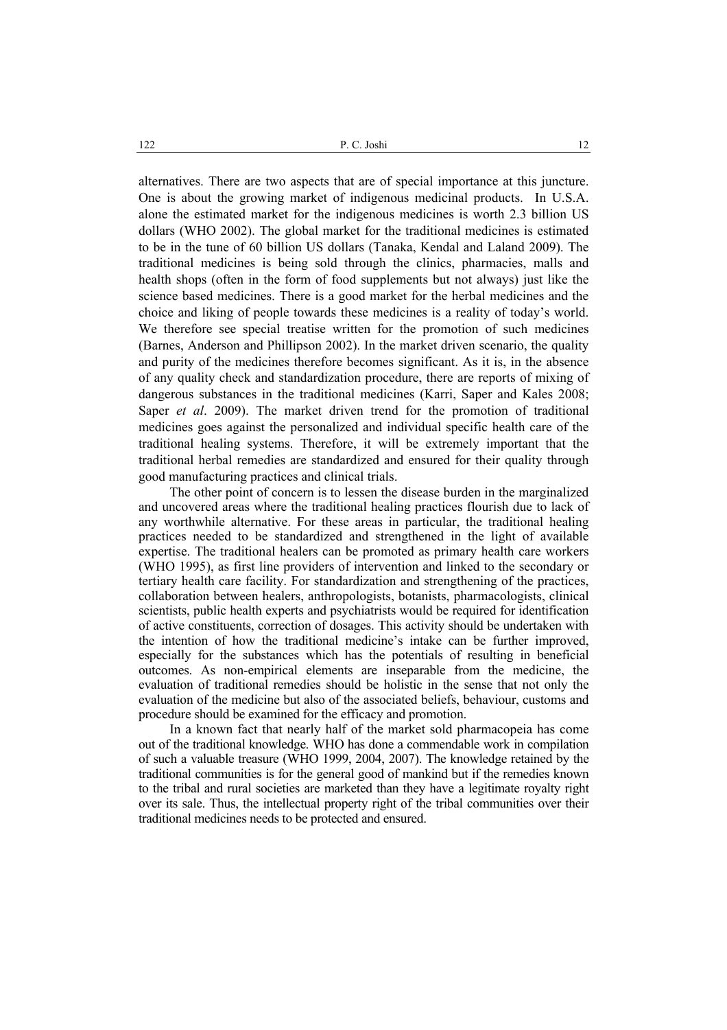alternatives. There are two aspects that are of special importance at this juncture. One is about the growing market of indigenous medicinal products. In U.S.A. alone the estimated market for the indigenous medicines is worth 2.3 billion US dollars (WHO 2002). The global market for the traditional medicines is estimated to be in the tune of 60 billion US dollars (Tanaka, Kendal and Laland 2009). The traditional medicines is being sold through the clinics, pharmacies, malls and health shops (often in the form of food supplements but not always) just like the science based medicines. There is a good market for the herbal medicines and the choice and liking of people towards these medicines is a reality of today's world. We therefore see special treatise written for the promotion of such medicines (Barnes, Anderson and Phillipson 2002). In the market driven scenario, the quality and purity of the medicines therefore becomes significant. As it is, in the absence of any quality check and standardization procedure, there are reports of mixing of dangerous substances in the traditional medicines (Karri, Saper and Kales 2008; Saper *et al*. 2009). The market driven trend for the promotion of traditional medicines goes against the personalized and individual specific health care of the traditional healing systems. Therefore, it will be extremely important that the traditional herbal remedies are standardized and ensured for their quality through good manufacturing practices and clinical trials.

The other point of concern is to lessen the disease burden in the marginalized and uncovered areas where the traditional healing practices flourish due to lack of any worthwhile alternative. For these areas in particular, the traditional healing practices needed to be standardized and strengthened in the light of available expertise. The traditional healers can be promoted as primary health care workers (WHO 1995), as first line providers of intervention and linked to the secondary or tertiary health care facility. For standardization and strengthening of the practices, collaboration between healers, anthropologists, botanists, pharmacologists, clinical scientists, public health experts and psychiatrists would be required for identification of active constituents, correction of dosages. This activity should be undertaken with the intention of how the traditional medicine's intake can be further improved, especially for the substances which has the potentials of resulting in beneficial outcomes. As non-empirical elements are inseparable from the medicine, the evaluation of traditional remedies should be holistic in the sense that not only the evaluation of the medicine but also of the associated beliefs, behaviour, customs and procedure should be examined for the efficacy and promotion.

In a known fact that nearly half of the market sold pharmacopeia has come out of the traditional knowledge. WHO has done a commendable work in compilation of such a valuable treasure (WHO 1999, 2004, 2007). The knowledge retained by the traditional communities is for the general good of mankind but if the remedies known to the tribal and rural societies are marketed than they have a legitimate royalty right over its sale. Thus, the intellectual property right of the tribal communities over their traditional medicines needs to be protected and ensured.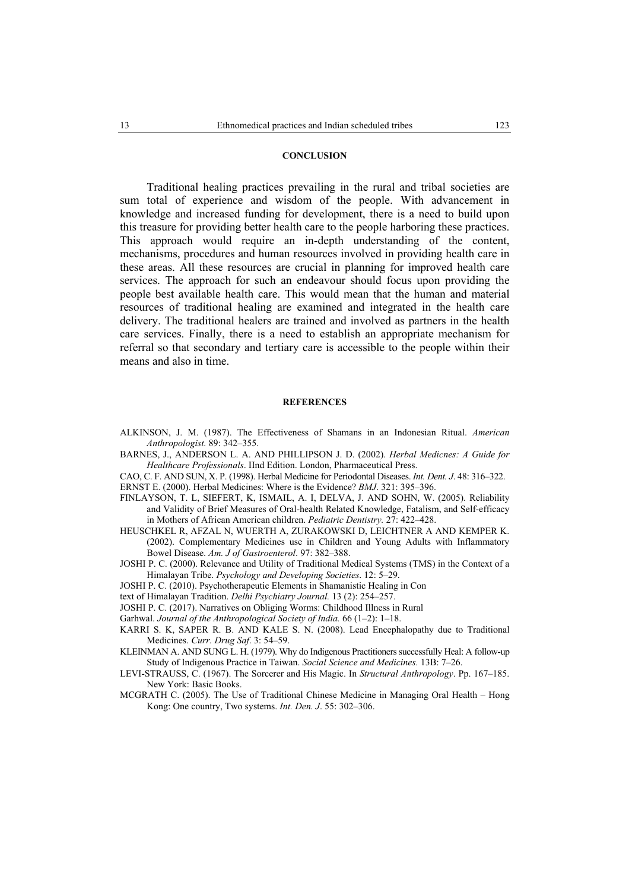## CONCLUSION

Traditional healing practices prevailing in the rural and tribal societies are sum total of experience and wisdom of the people. With advancement in knowledge and increased funding for development, there is a need to build upon this treasure for providing better health care to the people harboring these practices. This approach would require an in-depth understanding of the content, mechanisms, procedures and human resources involved in providing health care in these areas. All these resources are crucial in planning for improved health care services. The approach for such an endeavour should focus upon providing the people best available health care. This would mean that the human and material resources of traditional healing are examined and integrated in the health care delivery. The traditional healers are trained and involved as partners in the health care services. Finally, there is a need to establish an appropriate mechanism for referral so that secondary and tertiary care is accessible to the people within their means and also in time.

## REFERENCES

ALKINSON, J. M. (1987). The Effectiveness of Shamans in an Indonesian Ritual. *American Anthropologist.* 89: 342–355.

BARNES, J., ANDERSON L. A. AND PHILLIPSON J. D. (2002). *Herbal Medicnes: A Guide for Healthcare Professionals*. IInd Edition. London, Pharmaceutical Press.

CAO, C. F. AND SUN, X. P. (1998). Herbal Medicine for Periodontal Diseases. *Int. Dent. J*. 48: 316–322.

ERNST E. (2000). Herbal Medicines: Where is the Evidence? *BMJ*. 321: 395–396.

FINLAYSON, T. L, SIEFERT, K, ISMAIL, A. I, DELVA, J. AND SOHN, W. (2005). Reliability and Validity of Brief Measures of Oral-health Related Knowledge, Fatalism, and Self-efficacy in Mothers of African American children. *Pediatric Dentistry.* 27: 422–428.

HEUSCHKEL R, AFZAL N, WUERTH A, ZURAKOWSKI D, LEICHTNER A AND KEMPER K. (2002). Complementary Medicines use in Children and Young Adults with Inflammatory Bowel Disease. *Am. J of Gastroenterol*. 97: 382–388.

JOSHI P. C. (2000). Relevance and Utility of Traditional Medical Systems (TMS) in the Context of a Himalayan Tribe. *Psychology and Developing Societies*. 12: 5–29.

JOSHI P. C. (2010). Psychotherapeutic Elements in Shamanistic Healing in Con

text of Himalayan Tradition. *Delhi Psychiatry Journal.* 13 (2): 254–257.

JOSHI P. C. (2017). Narratives on Obliging Worms: Childhood Illness in Rural

Garhwal. *Journal of the Anthropological Society of India.* 66 (1–2): 1–18.

KARRI S. K, SAPER R. B. AND KALE S. N. (2008). Lead Encephalopathy due to Traditional Medicines. *Curr. Drug Saf*. 3: 54–59.

KLEINMAN A. AND SUNG L. H. (1979). Why do Indigenous Practitioners successfully Heal: A follow-up Study of Indigenous Practice in Taiwan. *Social Science and Medicines.* 13B: 7–26.

LEVI-STRAUSS, C. (1967). The Sorcerer and His Magic. In *Structural Anthropology*. Pp. 167–185. New York: Basic Books.

MCGRATH C. (2005). The Use of Traditional Chinese Medicine in Managing Oral Health – Hong Kong: One country, Two systems. *Int. Den. J*. 55: 302–306.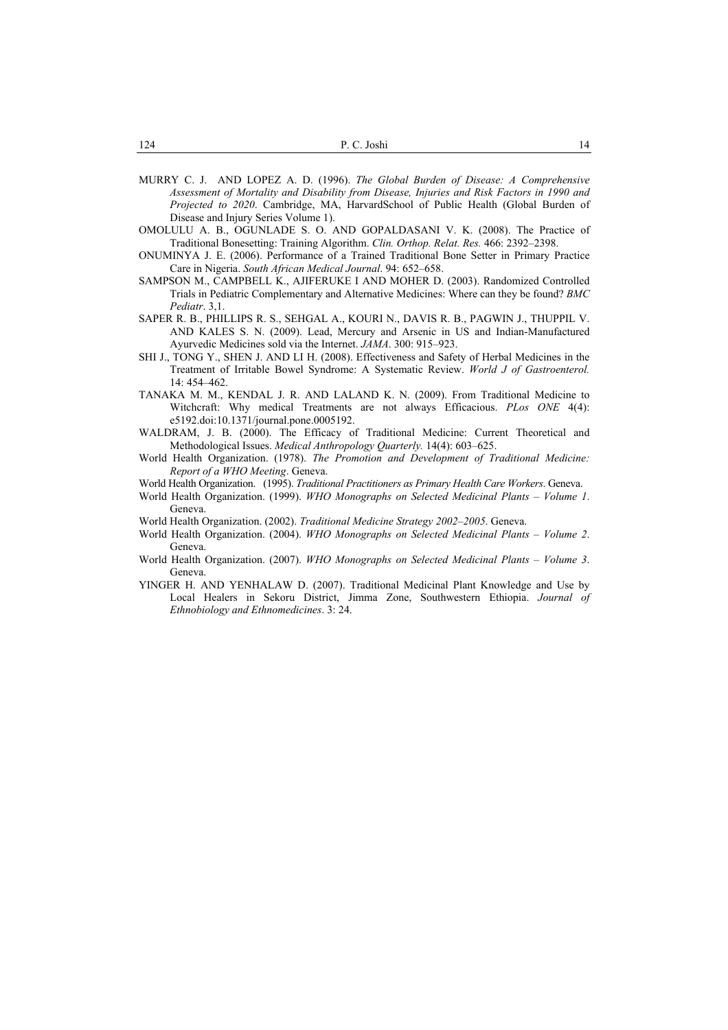MURRY C. J. AND LOPEZ A. D. (1996). *The Global Burden of Disease: A Comprehensive Assessment of Mortality and Disability from Disease, Injuries and Risk Factors in 1990 and Projected to 2020*. Cambridge, MA, HarvardSchool of Public Health (Global Burden of Disease and Injury Series Volume 1).

OMOLULU A. B., OGUNLADE S. O. AND GOPALDASANI V. K. (2008). The Practice of Traditional Bonesetting: Training Algorithm. *Clin. Orthop. Relat. Res.* 466: 2392–2398.

ONUMINYA J. E. (2006). Performance of a Trained Traditional Bone Setter in Primary Practice Care in Nigeria. *South African Medical Journal*. 94: 652–658.

SAMPSON M., CAMPBELL K., AJIFERUKE I AND MOHER D. (2003). Randomized Controlled Trials in Pediatric Complementary and Alternative Medicines: Where can they be found? *BMC Pediatr*. 3,1.

SAPER R. B., PHILLIPS R. S., SEHGAL A., KOURI N., DAVIS R. B., PAGWIN J., THUPPIL V. AND KALES S. N. (2009). Lead, Mercury and Arsenic in US and Indian-Manufactured Ayurvedic Medicines sold via the Internet. *JAMA*. 300: 915–923.

SHI J., TONG Y., SHEN J. AND LI H. (2008). Effectiveness and Safety of Herbal Medicines in the Treatment of Irritable Bowel Syndrome: A Systematic Review. *World J of Gastroenterol.* 14: 454–462.

TANAKA M. M., KENDAL J. R. AND LALAND K. N. (2009). From Traditional Medicine to Witchcraft: Why medical Treatments are not always Efficacious. *PLos ONE* 4(4): e5192.doi:10.1371/journal.pone.0005192.

WALDRAM, J. B. (2000). The Efficacy of Traditional Medicine: Current Theoretical and Methodological Issues. *Medical Anthropology Quarterly.* 14(4): 603–625.

World Health Organization. (1978). *The Promotion and Development of Traditional Medicine: Report of a WHO Meeting*. Geneva.

World Health Organization. (1995). *Traditional Practitioners as Primary Health Care Workers*. Geneva.

World Health Organization. (1999). *WHO Monographs on Selected Medicinal Plants – Volume 1*. Geneva.

World Health Organization. (2002). *Traditional Medicine Strategy 2002–2005*. Geneva.

World Health Organization. (2004). *WHO Monographs on Selected Medicinal Plants – Volume 2*. Geneva.

World Health Organization. (2007). *WHO Monographs on Selected Medicinal Plants – Volume 3*. Geneva.

YINGER H. AND YENHALAW D. (2007). Traditional Medicinal Plant Knowledge and Use by Local Healers in Sekoru District, Jimma Zone, Southwestern Ethiopia. *Journal of Ethnobiology and Ethnomedicines*. 3: 24.